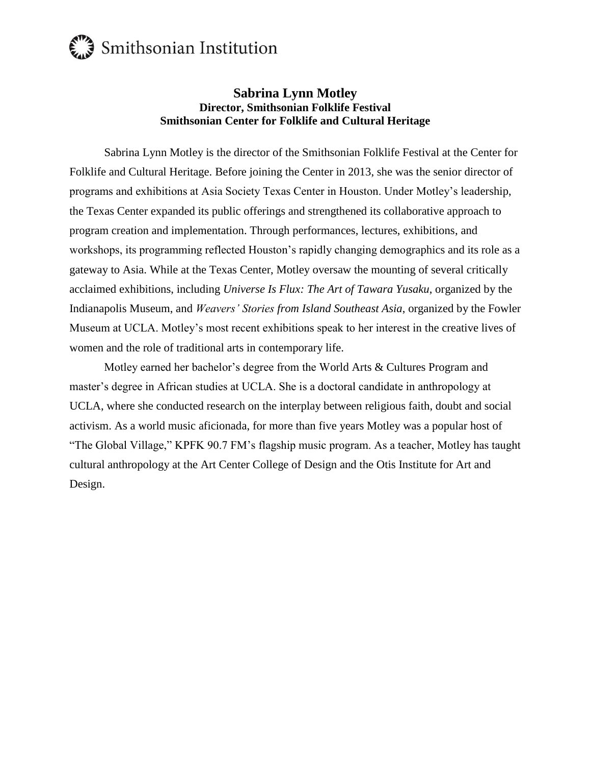Smithsonian Institution

# Sabrina Lynn Motley

**Director, Smithsonian Folklife Festival**
**Smithsonian Center for Folklife and Cultural Heritage**

Sabrina Lynn Motley is the director of the Smithsonian Folklife Festival at the Center for Folklife and Cultural Heritage. Before joining the Center in 2013, she was the senior director of programs and exhibitions at Asia Society Texas Center in Houston. Under Motley's leadership, the Texas Center expanded its public offerings and strengthened its collaborative approach to program creation and implementation. Through performances, lectures, exhibitions, and workshops, its programming reflected Houston's rapidly changing demographics and its role as a gateway to Asia. While at the Texas Center, Motley oversaw the mounting of several critically acclaimed exhibitions, including *Universe Is Flux: The Art of Tawara Yusaku*, organized by the Indianapolis Museum, and *Weavers' Stories from Island Southeast Asia*, organized by the Fowler Museum at UCLA. Motley's most recent exhibitions speak to her interest in the creative lives of women and the role of traditional arts in contemporary life.

Motley earned her bachelor's degree from the World Arts & Cultures Program and master's degree in African studies at UCLA. She is a doctoral candidate in anthropology at UCLA, where she conducted research on the interplay between religious faith, doubt and social activism. As a world music aficionada, for more than five years Motley was a popular host of "The Global Village," KPFK 90.7 FM's flagship music program. As a teacher, Motley has taught cultural anthropology at the Art Center College of Design and the Otis Institute for Art and Design.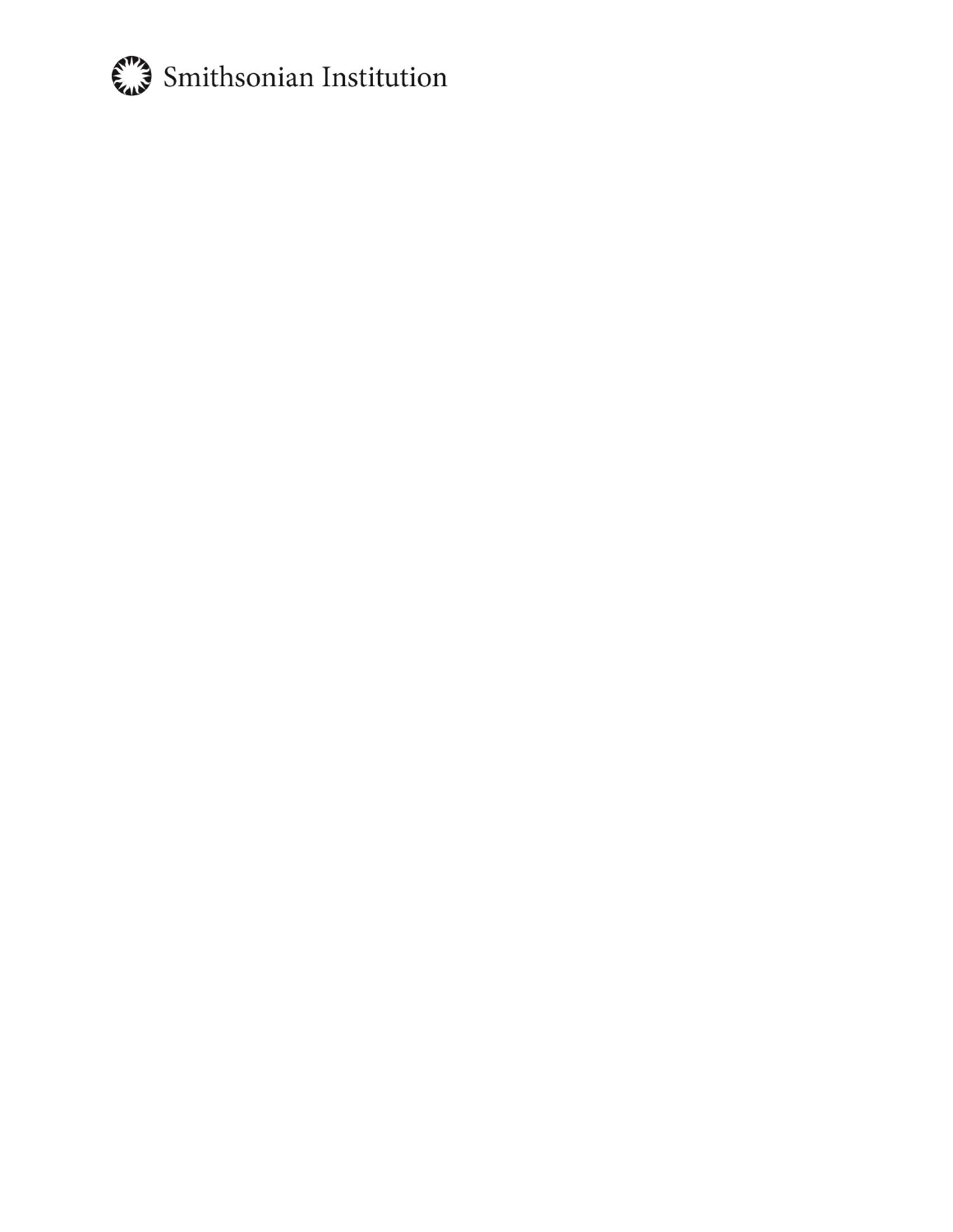Smithsonian Institution